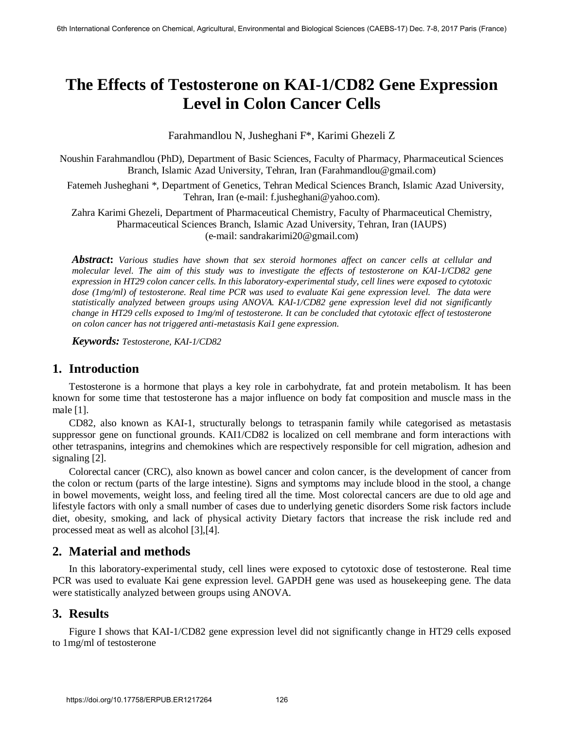# The Effects of Testosterone on KAI-1/CD82 Gene Expression Level in Colon Cancer Cells

Farahmandlou N, Jusheghani F*, Karimi Ghezeli Z

Noushin Farahmandlou (PhD), Department of Basic Sciences, Faculty of Pharmacy, Pharmaceutical Sciences Branch, Islamic Azad University, Tehran, Iran (Farahmandlou@gmail.com)

Fatemeh Jusheghani *, Department of Genetics, Tehran Medical Sciences Branch, Islamic Azad University, Tehran, Iran (e-mail: f.jusheghani@yahoo.com).

Zahra Karimi Ghezeli, Department of Pharmaceutical Chemistry, Faculty of Pharmaceutical Chemistry, Pharmaceutical Sciences Branch, Islamic Azad University, Tehran, Iran (IAUPS) (e-mail: sandrakarimi20@gmail.com)

***Abstract*:** *Various studies have shown that sex steroid hormones affect on cancer cells at cellular and molecular level. The aim of this study was to investigate the effects of testosterone on KAI-1/CD82 gene expression in HT29 colon cancer cells. In this laboratory-experimental study, cell lines were exposed to cytotoxic dose (1mg/ml) of testosterone. Real time PCR was used to evaluate Kai gene expression level. The data were statistically analyzed between groups using ANOVA. KAI-1/CD82 gene expression level did not significantly change in HT29 cells exposed to 1mg/ml of testosterone. It can be concluded that cytotoxic effect of testosterone on colon cancer has not triggered anti-metastasis Kai1 gene expression.*

***Keywords:*** *Testosterone, KAI-1/CD82*

## 1. Introduction

Testosterone is a hormone that plays a key role in carbohydrate, fat and protein metabolism. It has been known for some time that testosterone has a major influence on body fat composition and muscle mass in the male [1].

CD82, also known as KAI-1, structurally belongs to tetraspanin family while categorised as metastasis suppressor gene on functional grounds. KAI1/CD82 is localized on cell membrane and form interactions with other tetraspanins, integrins and chemokines which are respectively responsible for cell migration, adhesion and signaling [2].

Colorectal cancer (CRC), also known as bowel cancer and colon cancer, is the development of cancer from the colon or rectum (parts of the large intestine). Signs and symptoms may include blood in the stool, a change in bowel movements, weight loss, and feeling tired all the time. Most colorectal cancers are due to old age and lifestyle factors with only a small number of cases due to underlying genetic disorders Some risk factors include diet, obesity, smoking, and lack of physical activity Dietary factors that increase the risk include red and processed meat as well as alcohol [3],[4].

## 2. Material and methods

In this laboratory-experimental study, cell lines were exposed to cytotoxic dose of testosterone. Real time PCR was used to evaluate Kai gene expression level. GAPDH gene was used as housekeeping gene. The data were statistically analyzed between groups using ANOVA.

## 3. Results

Figure I shows that KAI-1/CD82 gene expression level did not significantly change in HT29 cells exposed to 1mg/ml of testosterone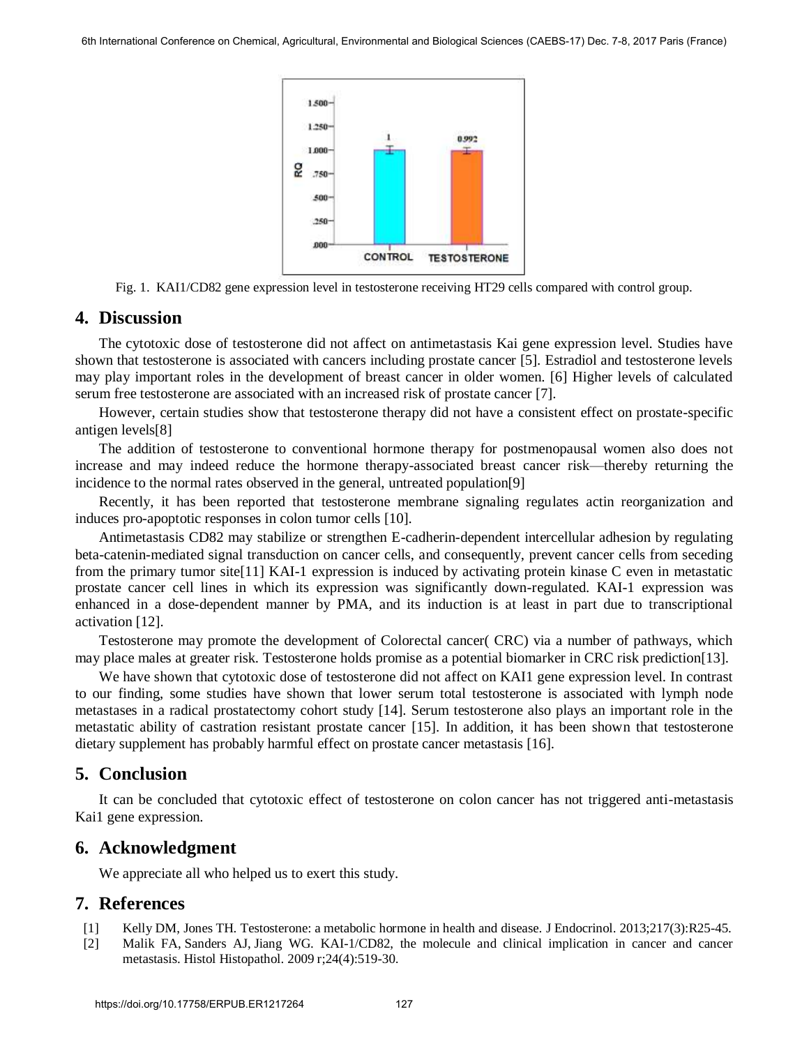Fig. 1. KAI1/CD82 gene expression level in testosterone receiving HT29 cells compared with control group.

## 4. Discussion

The cytotoxic dose of testosterone did not affect on antimetastasis Kai gene expression level. Studies have shown that testosterone is associated with cancers including prostate cancer [5]. Estradiol and testosterone levels may play important roles in the development of breast cancer in older women. [6] Higher levels of calculated serum free testosterone are associated with an increased risk of prostate cancer [7].

However, certain studies show that testosterone therapy did not have a consistent effect on prostate-specific antigen levels[8]

The addition of testosterone to conventional hormone therapy for postmenopausal women also does not increase and may indeed reduce the hormone therapy-associated breast cancer risk—thereby returning the incidence to the normal rates observed in the general, untreated population[9]

Recently, it has been reported that testosterone membrane signaling regulates actin reorganization and induces pro-apoptotic responses in colon tumor cells [10].

Antimetastasis CD82 may stabilize or strengthen E-cadherin-dependent intercellular adhesion by regulating beta-catenin-mediated signal transduction on cancer cells, and consequently, prevent cancer cells from seceding from the primary tumor site[11] KAI-1 expression is induced by activating protein kinase C even in metastatic prostate cancer cell lines in which its expression was significantly down-regulated. KAI-1 expression was enhanced in a dose-dependent manner by PMA, and its induction is at least in part due to transcriptional activation [12].

Testosterone may promote the development of Colorectal cancer( CRC) via a number of pathways, which may place males at greater risk. Testosterone holds promise as a potential biomarker in CRC risk prediction[13].

We have shown that cytotoxic dose of testosterone did not affect on KAI1 gene expression level. In contrast to our finding, some studies have shown that lower serum total testosterone is associated with lymph node metastases in a radical prostatectomy cohort study [14]. Serum testosterone also plays an important role in the metastatic ability of castration resistant prostate cancer [15]. In addition, it has been shown that testosterone dietary supplement has probably harmful effect on prostate cancer metastasis [16].

## 5. Conclusion

It can be concluded that cytotoxic effect of testosterone on colon cancer has not triggered anti-metastasis Kai1 gene expression.

## 6. Acknowledgment

We appreciate all who helped us to exert this study.

## 7. References

[1] Kelly DM, Jones TH. Testosterone: a metabolic hormone in health and disease. J Endocrinol. 2013;217(3):R25-45.

[2] Malik FA, Sanders AJ, Jiang WG. KAI-1/CD82, the molecule and clinical implication in cancer and cancer metastasis. Histol Histopathol. 2009 r;24(4):519-30.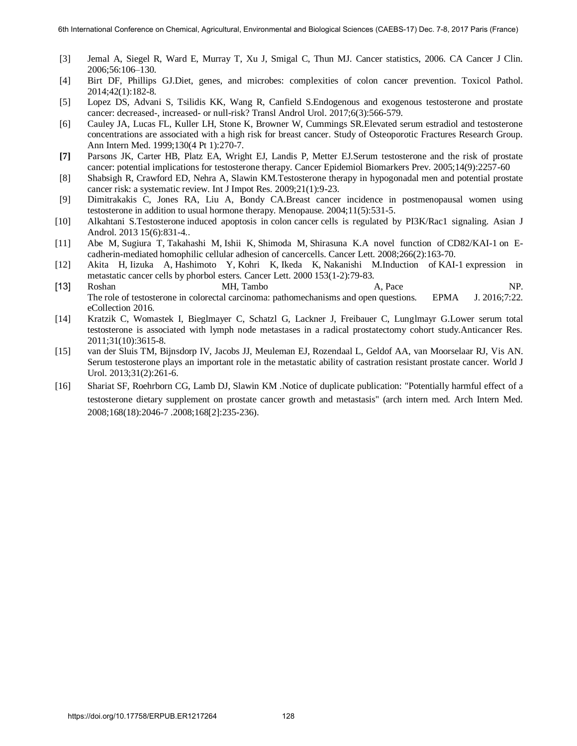[3] Jemal A, Siegel R, Ward E, Murray T, Xu J, Smigal C, Thun MJ. Cancer statistics, 2006. CA Cancer J Clin. 2006;56:106–130.

[4] Birt DF, Phillips GJ.Diet, genes, and microbes: complexities of colon cancer prevention. Toxicol Pathol. 2014;42(1):182-8.

[5] Lopez DS, Advani S, Tsilidis KK, Wang R, Canfield S.Endogenous and exogenous testosterone and prostate cancer: decreased-, increased- or null-risk? Transl Androl Urol. 2017;6(3):566-579.

[6] Cauley JA, Lucas FL, Kuller LH, Stone K, Browner W, Cummings SR.Elevated serum estradiol and testosterone concentrations are associated with a high risk for breast cancer. Study of Osteoporotic Fractures Research Group. Ann Intern Med. 1999;130(4 Pt 1):270-7.

[7] Parsons JK, Carter HB, Platz EA, Wright EJ, Landis P, Metter EJ.Serum testosterone and the risk of prostate cancer: potential implications for testosterone therapy. Cancer Epidemiol Biomarkers Prev. 2005;14(9):2257-60

[8] Shabsigh R, Crawford ED, Nehra A, Slawin KM.Testosterone therapy in hypogonadal men and potential prostate cancer risk: a systematic review. Int J Impot Res. 2009;21(1):9-23.

[9] Dimitrakakis C, Jones RA, Liu A, Bondy CA.Breast cancer incidence in postmenopausal women using testosterone in addition to usual hormone therapy. Menopause. 2004;11(5):531-5.

[10] Alkahtani S.Testosterone induced apoptosis in colon cancer cells is regulated by PI3K/Rac1 signaling. Asian J Androl. 2013 15(6):831-4..

[11] Abe M, Sugiura T, Takahashi M, Ishii K, Shimoda M, Shirasuna K.A novel function of CD82/KAI-1 on E-cadherin-mediated homophilic cellular adhesion of cancercells. Cancer Lett. 2008;266(2):163-70.

[12] Akita H, Iizuka A, Hashimoto Y, Kohri K, Ikeda K, Nakanishi M.Induction of KAI-1 expression in metastatic cancer cells by phorbol esters. Cancer Lett. 2000 153(1-2):79-83.

[13] Roshan MH, Tambo A, Pace NP. The role of testosterone in colorectal carcinoma: pathomechanisms and open questions. EPMA J. 2016;7:22. eCollection 2016.

[14] Kratzik C, Womastek I, Bieglmayer C, Schatzl G, Lackner J, Freibauer C, Lunglmayr G.Lower serum total testosterone is associated with lymph node metastases in a radical prostatectomy cohort study.Anticancer Res. 2011;31(10):3615-8.

[15] van der Sluis TM, Bijnsdorp IV, Jacobs JJ, Meuleman EJ, Rozendaal L, Geldof AA, van Moorselaar RJ, Vis AN. Serum testosterone plays an important role in the metastatic ability of castration resistant prostate cancer. World J Urol. 2013;31(2):261-6.

[16] Shariat SF, Roehrborn CG, Lamb DJ, Slawin KM .Notice of duplicate publication: "Potentially harmful effect of a testosterone dietary supplement on prostate cancer growth and metastasis" (arch intern med. Arch Intern Med. 2008;168(18):2046-7 .2008;168[2]:235-236).